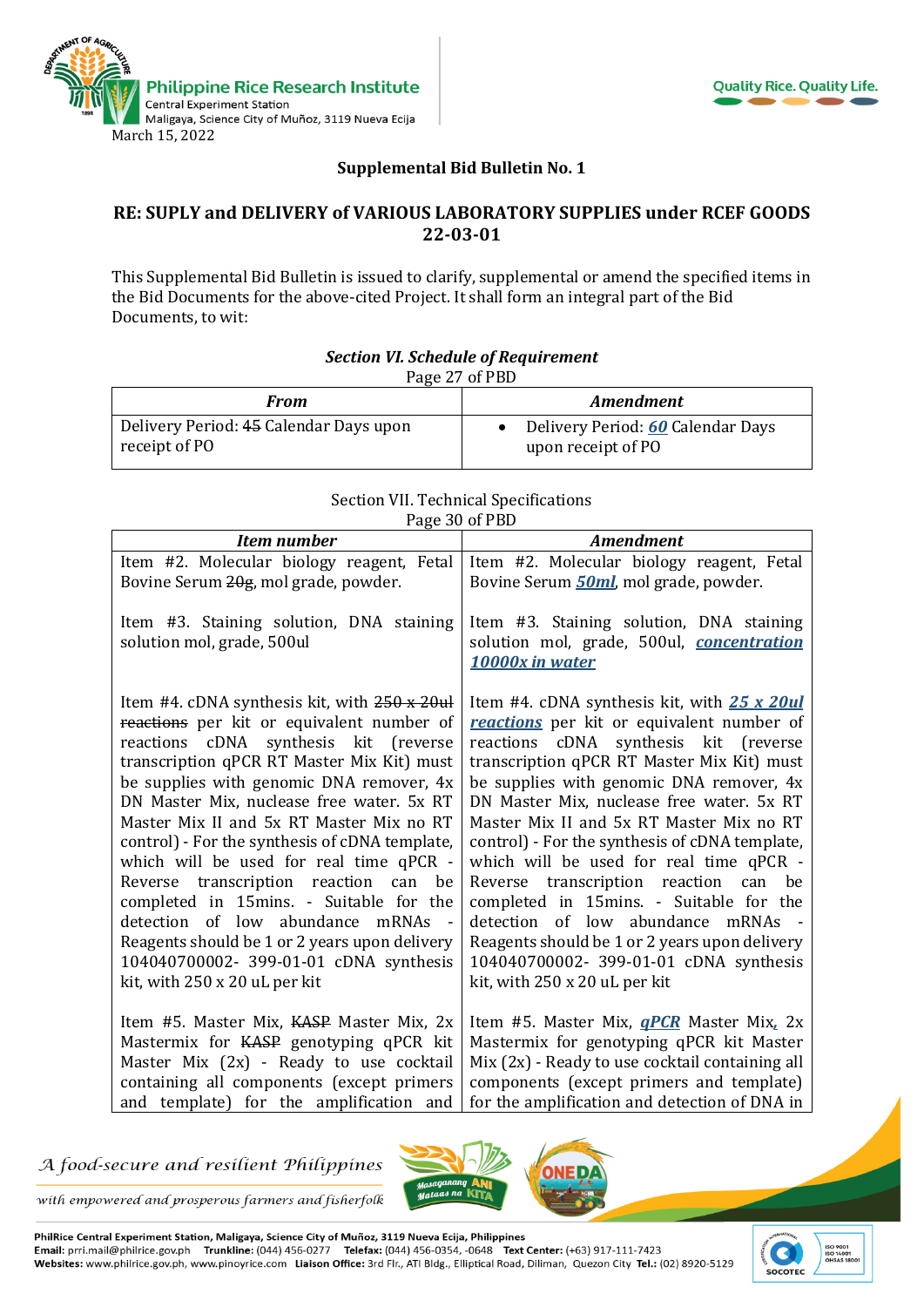March 15, 2022

**Supplemental Bid Bulletin No. 1**

**RE: SUPLY and DELIVERY of VARIOUS LABORATORY SUPPLIES under RCEF GOODS 22-03-01**

This Supplemental Bid Bulletin is issued to clarify, supplemental or amend the specified items in the Bid Documents for the above-cited Project. It shall form an integral part of the Bid Documents, to wit:

***Section VI. Schedule of Requirement***

Page 27 of PBD

| *From* | *Amendment* |
|---|---|
| Delivery Period: ~~45~~ Calendar Days upon receipt of PO | • Delivery Period: ***60*** Calendar Days upon receipt of PO |

Section VII. Technical Specifications

Page 30 of PBD

| *Item number* | *Amendment* |
|---|---|
| Item #2. Molecular biology reagent, Fetal Bovine Serum ~~20g~~, mol grade, powder. | Item #2. Molecular biology reagent, Fetal Bovine Serum ***50ml***, mol grade, powder. |
| Item #3. Staining solution, DNA staining solution mol, grade, 500ul | Item #3. Staining solution, DNA staining solution mol, grade, 500ul, ***concentration 10000x in water*** |
| Item #4. cDNA synthesis kit, with ~~250 x 20ul reactions~~ per kit or equivalent number of reactions cDNA synthesis kit (reverse transcription qPCR RT Master Mix Kit) must be supplies with genomic DNA remover, 4x DN Master Mix, nuclease free water. 5x RT Master Mix II and 5x RT Master Mix no RT control) - For the synthesis of cDNA template, which will be used for real time qPCR - Reverse transcription reaction can be completed in 15mins. - Suitable for the detection of low abundance mRNAs - Reagents should be 1 or 2 years upon delivery 104040700002- 399-01-01 cDNA synthesis kit, with 250 x 20 uL per kit | Item #4. cDNA synthesis kit, with ***25 x 20ul reactions*** per kit or equivalent number of reactions cDNA synthesis kit (reverse transcription qPCR RT Master Mix Kit) must be supplies with genomic DNA remover, 4x DN Master Mix, nuclease free water. 5x RT Master Mix II and 5x RT Master Mix no RT control) - For the synthesis of cDNA template, which will be used for real time qPCR - Reverse transcription reaction can be completed in 15mins. - Suitable for the detection of low abundance mRNAs - Reagents should be 1 or 2 years upon delivery 104040700002- 399-01-01 cDNA synthesis kit, with 250 x 20 uL per kit |
| Item #5. Master Mix, ~~KASP~~ Master Mix, 2x Mastermix for ~~KASP~~ genotyping qPCR kit Master Mix (2x) - Ready to use cocktail containing all components (except primers and template) for the amplification and | Item #5. Master Mix, ***qPCR*** Master Mix, 2x Mastermix for genotyping qPCR kit Master Mix (2x) - Ready to use cocktail containing all components (except primers and template) for the amplification and detection of DNA in |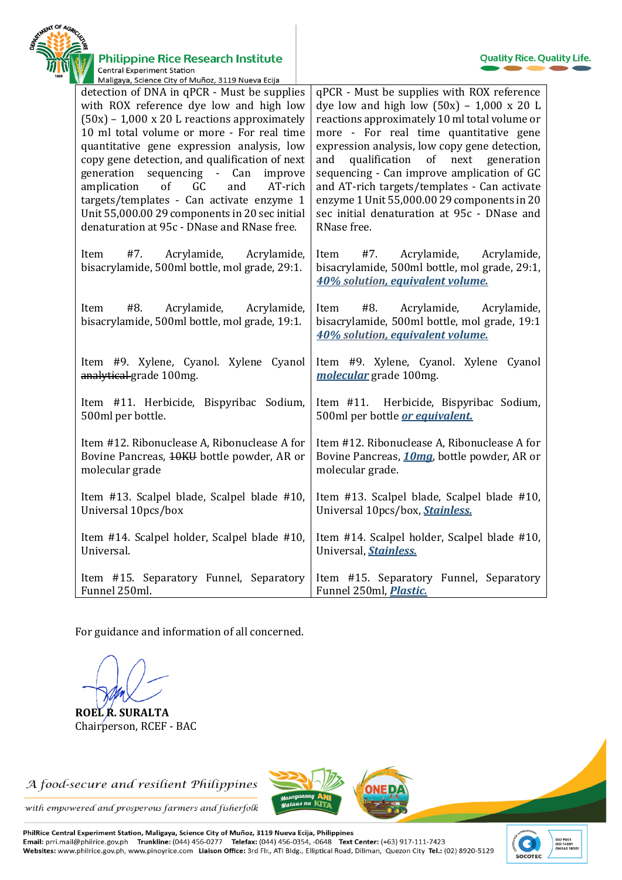| | |
|---|---|
| detection of DNA in qPCR - Must be supplies with ROX reference dye low and high low (50x) – 1,000 x 20 L reactions approximately 10 ml total volume or more - For real time quantitative gene expression analysis, low copy gene detection, and qualification of next generation sequencing - Can improve amplication of GC and AT-rich targets/templates - Can activate enzyme 1 Unit 55,000.00 29 components in 20 sec initial denaturation at 95c - DNase and RNase free. | qPCR - Must be supplies with ROX reference dye low and high low (50x) – 1,000 x 20 L reactions approximately 10 ml total volume or more - For real time quantitative gene expression analysis, low copy gene detection, and qualification of next generation sequencing - Can improve amplication of GC and AT-rich targets/templates - Can activate enzyme 1 Unit 55,000.00 29 components in 20 sec initial denaturation at 95c - DNase and RNase free. |
| Item #7. Acrylamide, Acrylamide, bisacrylamide, 500ml bottle, mol grade, 29:1. | Item #7. Acrylamide, Acrylamide, bisacrylamide, 500ml bottle, mol grade, 29:1, ***40% solution, equivalent volume.*** |
| Item #8. Acrylamide, Acrylamide, bisacrylamide, 500ml bottle, mol grade, 19:1. | Item #8. Acrylamide, Acrylamide, bisacrylamide, 500ml bottle, mol grade, 19:1 ***40% solution, equivalent volume.*** |
| Item #9. Xylene, Cyanol. Xylene Cyanol ~~analytical~~ grade 100mg. | Item #9. Xylene, Cyanol. Xylene Cyanol ***molecular*** grade 100mg. |
| Item #11. Herbicide, Bispyribac Sodium, 500ml per bottle. | Item #11. Herbicide, Bispyribac Sodium, 500ml per bottle ***or equivalent.*** |
| Item #12. Ribonuclease A, Ribonuclease A for Bovine Pancreas, ~~10KU~~ bottle powder, AR or molecular grade | Item #12. Ribonuclease A, Ribonuclease A for Bovine Pancreas, ***10mg***, bottle powder, AR or molecular grade. |
| Item #13. Scalpel blade, Scalpel blade #10, Universal 10pcs/box | Item #13. Scalpel blade, Scalpel blade #10, Universal 10pcs/box, ***Stainless.*** |
| Item #14. Scalpel holder, Scalpel blade #10, Universal. | Item #14. Scalpel holder, Scalpel blade #10, Universal, ***Stainless.*** |
| Item #15. Separatory Funnel, Separatory Funnel 250ml. | Item #15. Separatory Funnel, Separatory Funnel 250ml, ***Plastic.*** |

For guidance and information of all concerned.

**ROEL R. SURALTA**
Chairperson, RCEF - BAC